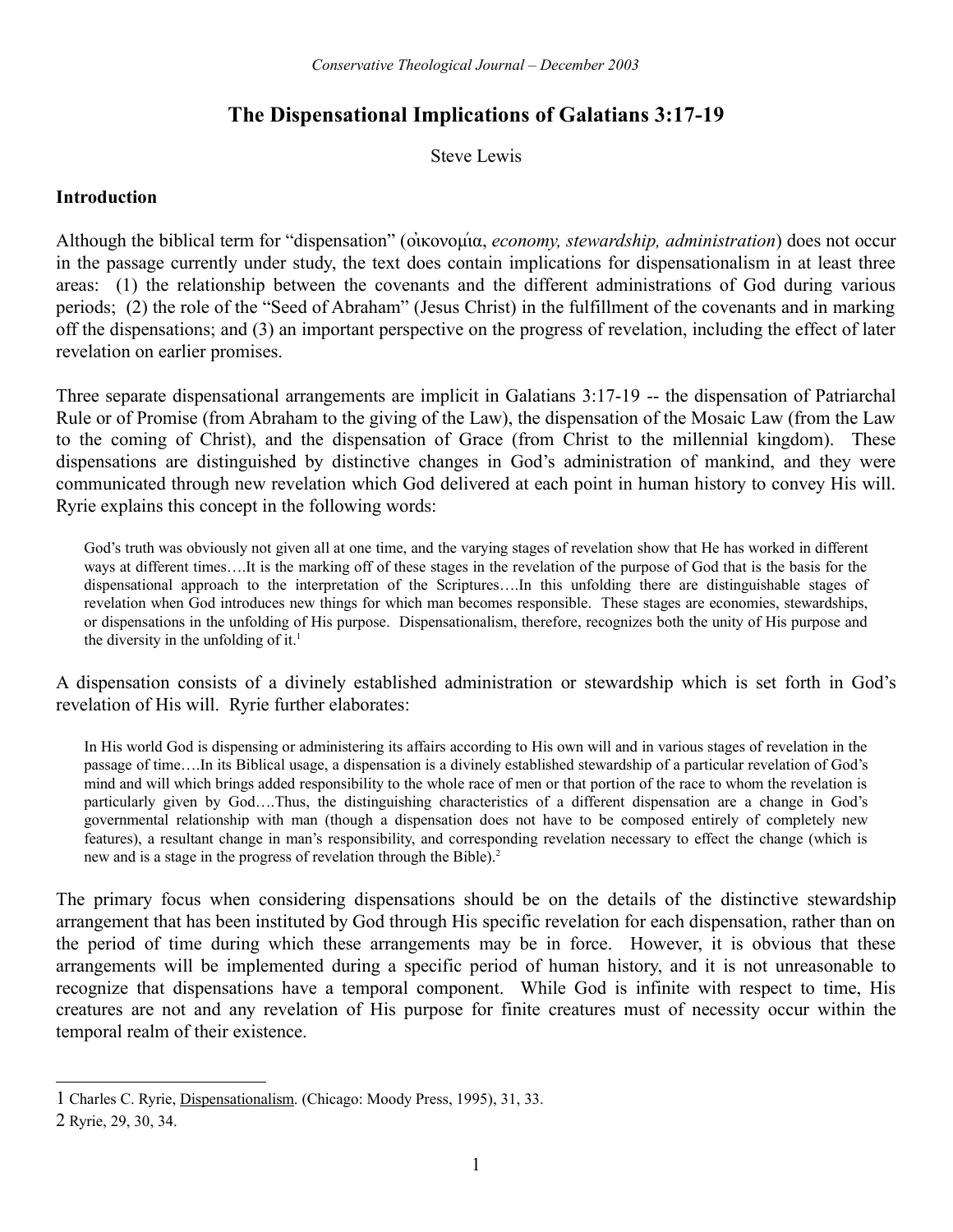# The Dispensational Implications of Galatians 3:17-19

Steve Lewis

## Introduction

Although the biblical term for "dispensation" (οἰκονομία, *economy, stewardship, administration*) does not occur in the passage currently under study, the text does contain implications for dispensationalism in at least three areas: (1) the relationship between the covenants and the different administrations of God during various periods; (2) the role of the "Seed of Abraham" (Jesus Christ) in the fulfillment of the covenants and in marking off the dispensations; and (3) an important perspective on the progress of revelation, including the effect of later revelation on earlier promises.

Three separate dispensational arrangements are implicit in Galatians 3:17-19 -- the dispensation of Patriarchal Rule or of Promise (from Abraham to the giving of the Law), the dispensation of the Mosaic Law (from the Law to the coming of Christ), and the dispensation of Grace (from Christ to the millennial kingdom). These dispensations are distinguished by distinctive changes in God's administration of mankind, and they were communicated through new revelation which God delivered at each point in human history to convey His will. Ryrie explains this concept in the following words:

> God's truth was obviously not given all at one time, and the varying stages of revelation show that He has worked in different ways at different times….It is the marking off of these stages in the revelation of the purpose of God that is the basis for the dispensational approach to the interpretation of the Scriptures….In this unfolding there are distinguishable stages of revelation when God introduces new things for which man becomes responsible. These stages are economies, stewardships, or dispensations in the unfolding of His purpose. Dispensationalism, therefore, recognizes both the unity of His purpose and the diversity in the unfolding of it.[1]

A dispensation consists of a divinely established administration or stewardship which is set forth in God's revelation of His will. Ryrie further elaborates:

> In His world God is dispensing or administering its affairs according to His own will and in various stages of revelation in the passage of time….In its Biblical usage, a dispensation is a divinely established stewardship of a particular revelation of God's mind and will which brings added responsibility to the whole race of men or that portion of the race to whom the revelation is particularly given by God….Thus, the distinguishing characteristics of a different dispensation are a change in God's governmental relationship with man (though a dispensation does not have to be composed entirely of completely new features), a resultant change in man's responsibility, and corresponding revelation necessary to effect the change (which is new and is a stage in the progress of revelation through the Bible).[2]

The primary focus when considering dispensations should be on the details of the distinctive stewardship arrangement that has been instituted by God through His specific revelation for each dispensation, rather than on the period of time during which these arrangements may be in force. However, it is obvious that these arrangements will be implemented during a specific period of human history, and it is not unreasonable to recognize that dispensations have a temporal component. While God is infinite with respect to time, His creatures are not and any revelation of His purpose for finite creatures must of necessity occur within the temporal realm of their existence.

---

1 Charles C. Ryrie, Dispensationalism. (Chicago: Moody Press, 1995), 31, 33.

2 Ryrie, 29, 30, 34.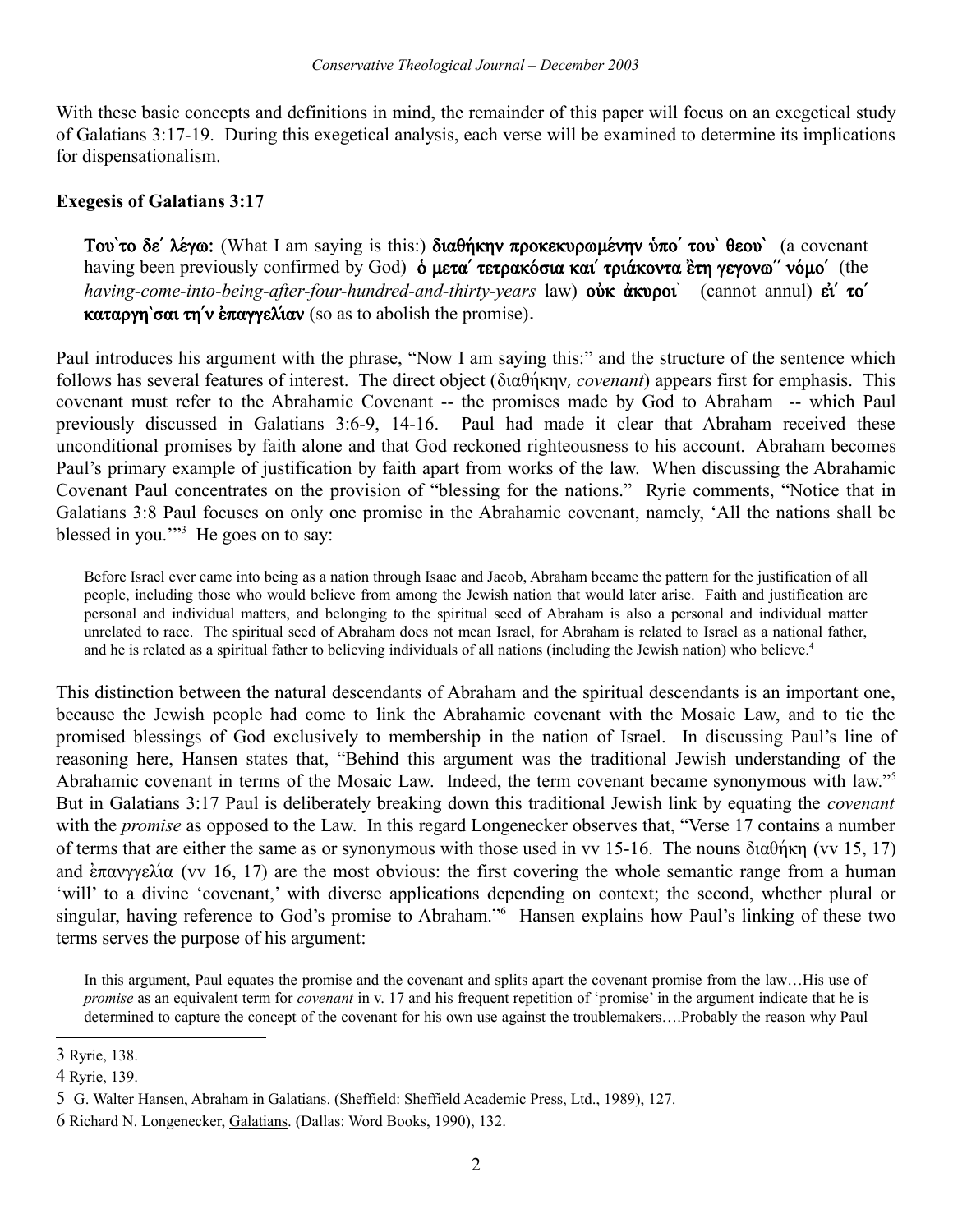With these basic concepts and definitions in mind, the remainder of this paper will focus on an exegetical study of Galatians 3:17-19. During this exegetical analysis, each verse will be examined to determine its implications for dispensationalism.

**Exegesis of Galatians 3:17**

> **Του`το δε΄ λέγω:** (What I am saying is this:) **διαθήκην προκεκυρωμένην ὑπο΄ του` θεου`** (a covenant having been previously confirmed by God) **ὁ μετα΄ τετρακόσια και΄ τριάκοντα ἔτη γεγονω΄΄ νόμο΄** (the *having-come-into-being-after-four-hundred-and-thirty-years* law) **οὐκ ἀκυροι`** (cannot annul) **εἰ΄ το΄ καταργη`σαι τη΄ν ἐπαγγελίαν** (so as to abolish the promise).

Paul introduces his argument with the phrase, "Now I am saying this:" and the structure of the sentence which follows has several features of interest. The direct object (διαθήκην, *covenant*) appears first for emphasis. This covenant must refer to the Abrahamic Covenant -- the promises made by God to Abraham -- which Paul previously discussed in Galatians 3:6-9, 14-16. Paul had made it clear that Abraham received these unconditional promises by faith alone and that God reckoned righteousness to his account. Abraham becomes Paul's primary example of justification by faith apart from works of the law. When discussing the Abrahamic Covenant Paul concentrates on the provision of "blessing for the nations." Ryrie comments, "Notice that in Galatians 3:8 Paul focuses on only one promise in the Abrahamic covenant, namely, 'All the nations shall be blessed in you.'"[3] He goes on to say:

> Before Israel ever came into being as a nation through Isaac and Jacob, Abraham became the pattern for the justification of all people, including those who would believe from among the Jewish nation that would later arise. Faith and justification are personal and individual matters, and belonging to the spiritual seed of Abraham is also a personal and individual matter unrelated to race. The spiritual seed of Abraham does not mean Israel, for Abraham is related to Israel as a national father, and he is related as a spiritual father to believing individuals of all nations (including the Jewish nation) who believe.[4]

This distinction between the natural descendants of Abraham and the spiritual descendants is an important one, because the Jewish people had come to link the Abrahamic covenant with the Mosaic Law, and to tie the promised blessings of God exclusively to membership in the nation of Israel. In discussing Paul's line of reasoning here, Hansen states that, "Behind this argument was the traditional Jewish understanding of the Abrahamic covenant in terms of the Mosaic Law. Indeed, the term covenant became synonymous with law."[5] But in Galatians 3:17 Paul is deliberately breaking down this traditional Jewish link by equating the *covenant* with the *promise* as opposed to the Law. In this regard Longenecker observes that, "Verse 17 contains a number of terms that are either the same as or synonymous with those used in vv 15-16. The nouns διαθήκη (vv 15, 17) and ἐπανγγελία (vv 16, 17) are the most obvious: the first covering the whole semantic range from a human 'will' to a divine 'covenant,' with diverse applications depending on context; the second, whether plural or singular, having reference to God's promise to Abraham."[6] Hansen explains how Paul's linking of these two terms serves the purpose of his argument:

> In this argument, Paul equates the promise and the covenant and splits apart the covenant promise from the law…His use of *promise* as an equivalent term for *covenant* in v. 17 and his frequent repetition of 'promise' in the argument indicate that he is determined to capture the concept of the covenant for his own use against the troublemakers….Probably the reason why Paul

---

3 Ryrie, 138.

4 Ryrie, 139.

5 G. Walter Hansen, Abraham in Galatians. (Sheffield: Sheffield Academic Press, Ltd., 1989), 127.

6 Richard N. Longenecker, Galatians. (Dallas: Word Books, 1990), 132.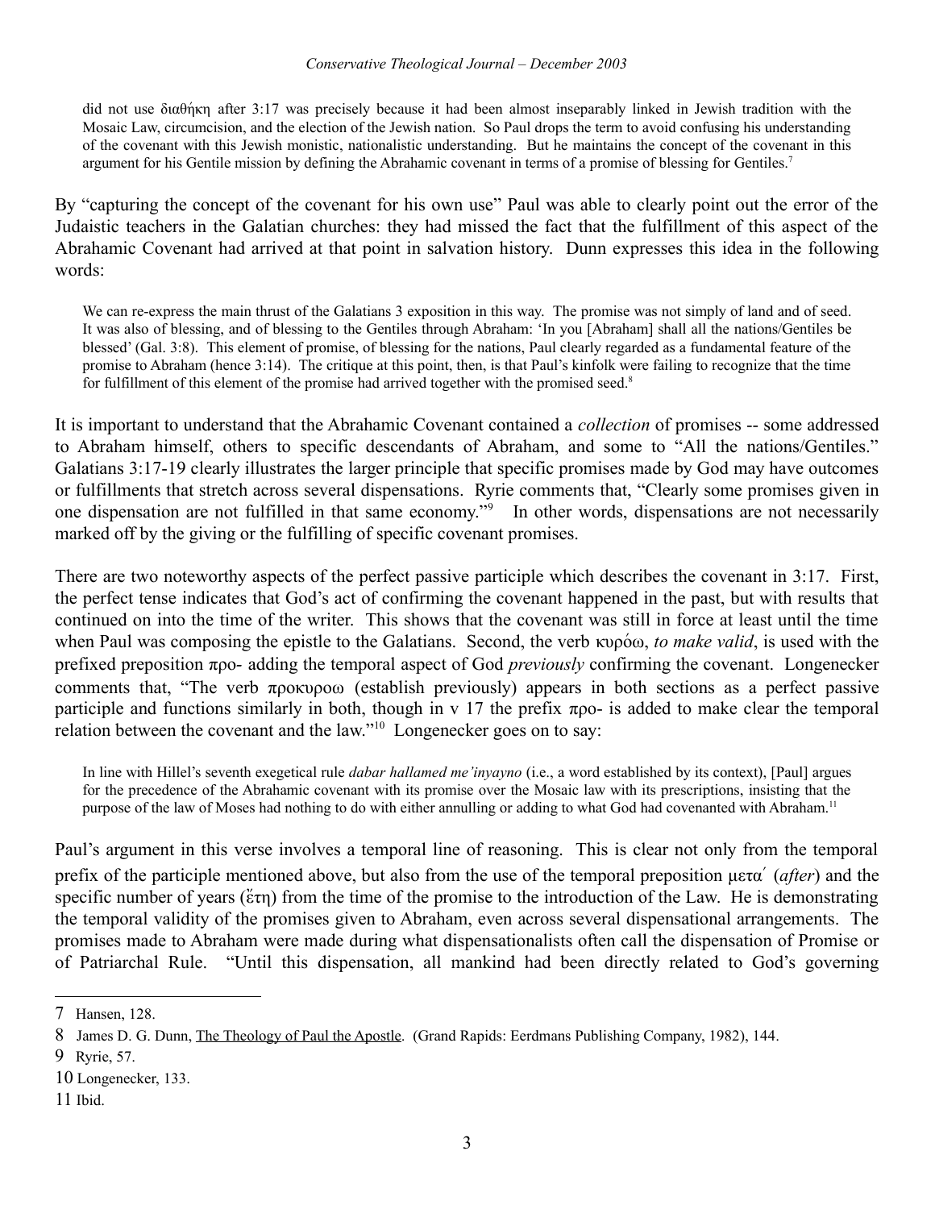did not use διαθήκη after 3:17 was precisely because it had been almost inseparably linked in Jewish tradition with the Mosaic Law, circumcision, and the election of the Jewish nation. So Paul drops the term to avoid confusing his understanding of the covenant with this Jewish monistic, nationalistic understanding. But he maintains the concept of the covenant in this argument for his Gentile mission by defining the Abrahamic covenant in terms of a promise of blessing for Gentiles.[7]

By "capturing the concept of the covenant for his own use" Paul was able to clearly point out the error of the Judaistic teachers in the Galatian churches: they had missed the fact that the fulfillment of this aspect of the Abrahamic Covenant had arrived at that point in salvation history. Dunn expresses this idea in the following words:

> We can re-express the main thrust of the Galatians 3 exposition in this way. The promise was not simply of land and of seed. It was also of blessing, and of blessing to the Gentiles through Abraham: 'In you [Abraham] shall all the nations/Gentiles be blessed' (Gal. 3:8). This element of promise, of blessing for the nations, Paul clearly regarded as a fundamental feature of the promise to Abraham (hence 3:14). The critique at this point, then, is that Paul's kinfolk were failing to recognize that the time for fulfillment of this element of the promise had arrived together with the promised seed.[8]

It is important to understand that the Abrahamic Covenant contained a *collection* of promises -- some addressed to Abraham himself, others to specific descendants of Abraham, and some to "All the nations/Gentiles." Galatians 3:17-19 clearly illustrates the larger principle that specific promises made by God may have outcomes or fulfillments that stretch across several dispensations. Ryrie comments that, "Clearly some promises given in one dispensation are not fulfilled in that same economy."[9] In other words, dispensations are not necessarily marked off by the giving or the fulfilling of specific covenant promises.

There are two noteworthy aspects of the perfect passive participle which describes the covenant in 3:17. First, the perfect tense indicates that God's act of confirming the covenant happened in the past, but with results that continued on into the time of the writer. This shows that the covenant was still in force at least until the time when Paul was composing the epistle to the Galatians. Second, the verb κυρόω, *to make valid*, is used with the prefixed preposition προ- adding the temporal aspect of God *previously* confirming the covenant. Longenecker comments that, "The verb προκυροω (establish previously) appears in both sections as a perfect passive participle and functions similarly in both, though in v 17 the prefix προ- is added to make clear the temporal relation between the covenant and the law."[10] Longenecker goes on to say:

> In line with Hillel's seventh exegetical rule *dabar hallamed me'inyayno* (i.e., a word established by its context), [Paul] argues for the precedence of the Abrahamic covenant with its promise over the Mosaic law with its prescriptions, insisting that the purpose of the law of Moses had nothing to do with either annulling or adding to what God had covenanted with Abraham.[11]

Paul's argument in this verse involves a temporal line of reasoning. This is clear not only from the temporal prefix of the participle mentioned above, but also from the use of the temporal preposition μετα΄ (*after*) and the specific number of years (ἔτη) from the time of the promise to the introduction of the Law. He is demonstrating the temporal validity of the promises given to Abraham, even across several dispensational arrangements. The promises made to Abraham were made during what dispensationalists often call the dispensation of Promise or of Patriarchal Rule. "Until this dispensation, all mankind had been directly related to God's governing

---

7 Hansen, 128.

8 James D. G. Dunn, The Theology of Paul the Apostle. (Grand Rapids: Eerdmans Publishing Company, 1982), 144.

9 Ryrie, 57.

10 Longenecker, 133.

11 Ibid.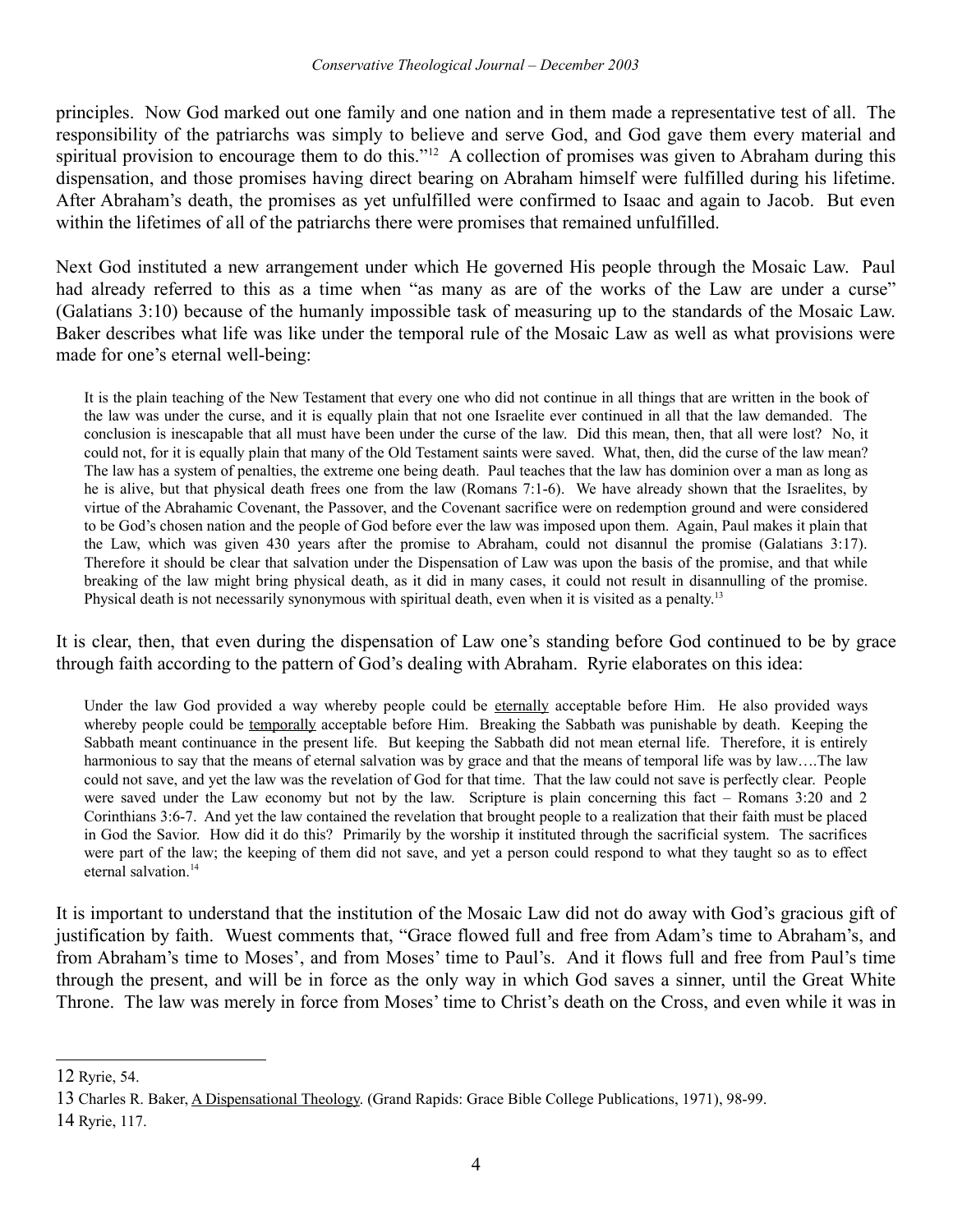principles. Now God marked out one family and one nation and in them made a representative test of all. The responsibility of the patriarchs was simply to believe and serve God, and God gave them every material and spiritual provision to encourage them to do this."[12] A collection of promises was given to Abraham during this dispensation, and those promises having direct bearing on Abraham himself were fulfilled during his lifetime. After Abraham's death, the promises as yet unfulfilled were confirmed to Isaac and again to Jacob. But even within the lifetimes of all of the patriarchs there were promises that remained unfulfilled.

Next God instituted a new arrangement under which He governed His people through the Mosaic Law. Paul had already referred to this as a time when "as many as are of the works of the Law are under a curse" (Galatians 3:10) because of the humanly impossible task of measuring up to the standards of the Mosaic Law. Baker describes what life was like under the temporal rule of the Mosaic Law as well as what provisions were made for one's eternal well-being:

> It is the plain teaching of the New Testament that every one who did not continue in all things that are written in the book of the law was under the curse, and it is equally plain that not one Israelite ever continued in all that the law demanded. The conclusion is inescapable that all must have been under the curse of the law. Did this mean, then, that all were lost? No, it could not, for it is equally plain that many of the Old Testament saints were saved. What, then, did the curse of the law mean? The law has a system of penalties, the extreme one being death. Paul teaches that the law has dominion over a man as long as he is alive, but that physical death frees one from the law (Romans 7:1-6). We have already shown that the Israelites, by virtue of the Abrahamic Covenant, the Passover, and the Covenant sacrifice were on redemption ground and were considered to be God's chosen nation and the people of God before ever the law was imposed upon them. Again, Paul makes it plain that the Law, which was given 430 years after the promise to Abraham, could not disannul the promise (Galatians 3:17). Therefore it should be clear that salvation under the Dispensation of Law was upon the basis of the promise, and that while breaking of the law might bring physical death, as it did in many cases, it could not result in disannulling of the promise. Physical death is not necessarily synonymous with spiritual death, even when it is visited as a penalty.[13]

It is clear, then, that even during the dispensation of Law one's standing before God continued to be by grace through faith according to the pattern of God's dealing with Abraham. Ryrie elaborates on this idea:

> Under the law God provided a way whereby people could be <u>eternally</u> acceptable before Him. He also provided ways whereby people could be <u>temporally</u> acceptable before Him. Breaking the Sabbath was punishable by death. Keeping the Sabbath meant continuance in the present life. But keeping the Sabbath did not mean eternal life. Therefore, it is entirely harmonious to say that the means of eternal salvation was by grace and that the means of temporal life was by law….The law could not save, and yet the law was the revelation of God for that time. That the law could not save is perfectly clear. People were saved under the Law economy but not by the law. Scripture is plain concerning this fact – Romans 3:20 and 2 Corinthians 3:6-7. And yet the law contained the revelation that brought people to a realization that their faith must be placed in God the Savior. How did it do this? Primarily by the worship it instituted through the sacrificial system. The sacrifices were part of the law; the keeping of them did not save, and yet a person could respond to what they taught so as to effect eternal salvation.[14]

It is important to understand that the institution of the Mosaic Law did not do away with God's gracious gift of justification by faith. Wuest comments that, "Grace flowed full and free from Adam's time to Abraham's, and from Abraham's time to Moses', and from Moses' time to Paul's. And it flows full and free from Paul's time through the present, and will be in force as the only way in which God saves a sinner, until the Great White Throne. The law was merely in force from Moses' time to Christ's death on the Cross, and even while it was in

---

12 Ryrie, 54.

13 Charles R. Baker, <u>A Dispensational Theology</u>. (Grand Rapids: Grace Bible College Publications, 1971), 98-99.

14 Ryrie, 117.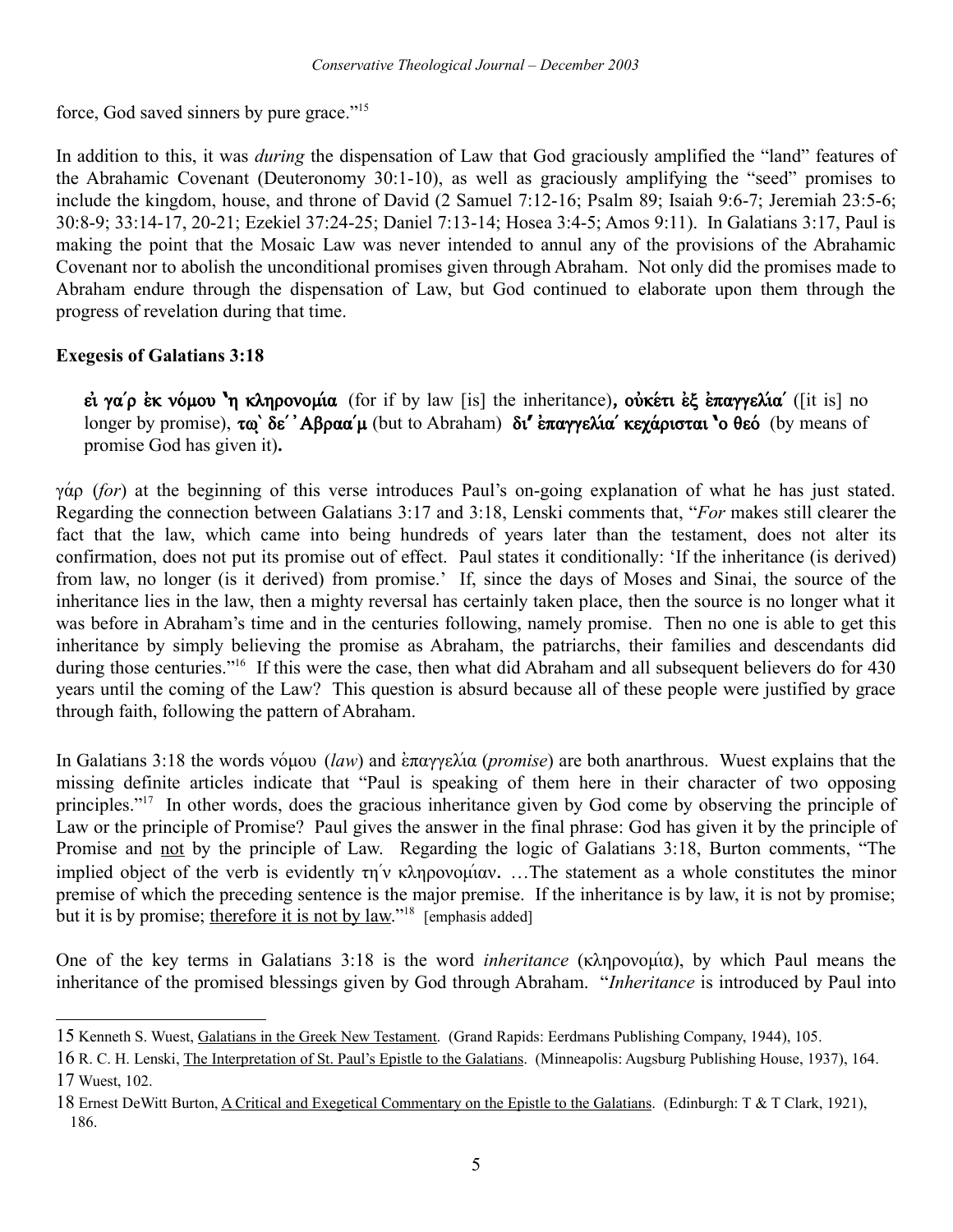force, God saved sinners by pure grace."[15]

In addition to this, it was *during* the dispensation of Law that God graciously amplified the "land" features of the Abrahamic Covenant (Deuteronomy 30:1-10), as well as graciously amplifying the "seed" promises to include the kingdom, house, and throne of David (2 Samuel 7:12-16; Psalm 89; Isaiah 9:6-7; Jeremiah 23:5-6; 30:8-9; 33:14-17, 20-21; Ezekiel 37:24-25; Daniel 7:13-14; Hosea 3:4-5; Amos 9:11). In Galatians 3:17, Paul is making the point that the Mosaic Law was never intended to annul any of the provisions of the Abrahamic Covenant nor to abolish the unconditional promises given through Abraham. Not only did the promises made to Abraham endure through the dispensation of Law, but God continued to elaborate upon them through the progress of revelation during that time.

### Exegesis of Galatians 3:18

> **εἰ γα΄ρ ἐκ νόμου ἡ κληρονομία** (for if by law [is] the inheritance)**, οὐκέτι ἐξ ἐπαγγελία΄** ([it is] no longer by promise), **τῳ` δε΄ ᾿Αβραα΄μ** (but to Abraham) **δι᾿ ἐπαγγελία΄ κεχάρισται ὁ θεό** (by means of promise God has given it)**.**

γάρ (*for*) at the beginning of this verse introduces Paul's on-going explanation of what he has just stated. Regarding the connection between Galatians 3:17 and 3:18, Lenski comments that, "*For* makes still clearer the fact that the law, which came into being hundreds of years later than the testament, does not alter its confirmation, does not put its promise out of effect. Paul states it conditionally: 'If the inheritance (is derived) from law, no longer (is it derived) from promise.' If, since the days of Moses and Sinai, the source of the inheritance lies in the law, then a mighty reversal has certainly taken place, then the source is no longer what it was before in Abraham's time and in the centuries following, namely promise. Then no one is able to get this inheritance by simply believing the promise as Abraham, the patriarchs, their families and descendants did during those centuries."[16] If this were the case, then what did Abraham and all subsequent believers do for 430 years until the coming of the Law? This question is absurd because all of these people were justified by grace through faith, following the pattern of Abraham.

In Galatians 3:18 the words νόμου (*law*) and ἐπαγγελία (*promise*) are both anarthrous. Wuest explains that the missing definite articles indicate that "Paul is speaking of them here in their character of two opposing principles."[17] In other words, does the gracious inheritance given by God come by observing the principle of Law or the principle of Promise? Paul gives the answer in the final phrase: God has given it by the principle of Promise and <u>not</u> by the principle of Law. Regarding the logic of Galatians 3:18, Burton comments, "The implied object of the verb is evidently τη΄ν κληρονομίαν. …The statement as a whole constitutes the minor premise of which the preceding sentence is the major premise. If the inheritance is by law, it is not by promise; but it is by promise; <u>therefore it is not by law</u>."[18] [emphasis added]

One of the key terms in Galatians 3:18 is the word *inheritance* (κληρονομία), by which Paul means the inheritance of the promised blessings given by God through Abraham. "*Inheritance* is introduced by Paul into

---

15 Kenneth S. Wuest, <u>Galatians in the Greek New Testament</u>. (Grand Rapids: Eerdmans Publishing Company, 1944), 105.

16 R. C. H. Lenski, <u>The Interpretation of St. Paul's Epistle to the Galatians</u>. (Minneapolis: Augsburg Publishing House, 1937), 164.

17 Wuest, 102.

18 Ernest DeWitt Burton, <u>A Critical and Exegetical Commentary on the Epistle to the Galatians</u>. (Edinburgh: T & T Clark, 1921), 186.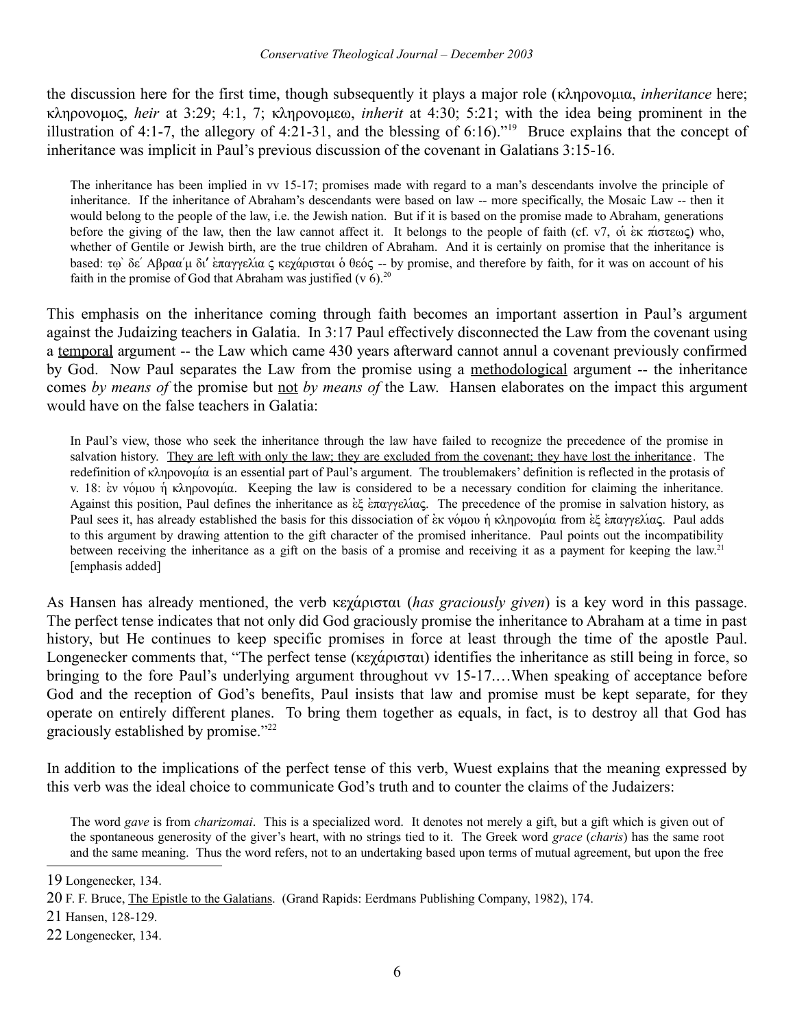the discussion here for the first time, though subsequently it plays a major role (κληρονομια, *inheritance* here; κληρονομος, *heir* at 3:29; 4:1, 7; κληρονομεω, *inherit* at 4:30; 5:21; with the idea being prominent in the illustration of 4:1-7, the allegory of 4:21-31, and the blessing of 6:16)."[19] Bruce explains that the concept of inheritance was implicit in Paul's previous discussion of the covenant in Galatians 3:15-16.

> The inheritance has been implied in vv 15-17; promises made with regard to a man's descendants involve the principle of inheritance. If the inheritance of Abraham's descendants were based on law -- more specifically, the Mosaic Law -- then it would belong to the people of the law, i.e. the Jewish nation. But if it is based on the promise made to Abraham, generations before the giving of the law, then the law cannot affect it. It belongs to the people of faith (cf. v7, οἱ ἐκ πίστεως) who, whether of Gentile or Jewish birth, are the true children of Abraham. And it is certainly on promise that the inheritance is based: τῲ δε΄ Αβραα΄μ δι' ἐπαγγελία ς κεχάρισται ὁ θεός -- by promise, and therefore by faith, for it was on account of his faith in the promise of God that Abraham was justified (v 6).[20]

This emphasis on the inheritance coming through faith becomes an important assertion in Paul's argument against the Judaizing teachers in Galatia. In 3:17 Paul effectively disconnected the Law from the covenant using a <u>temporal</u> argument -- the Law which came 430 years afterward cannot annul a covenant previously confirmed by God. Now Paul separates the Law from the promise using a <u>methodological</u> argument -- the inheritance comes *by means of* the promise but <u>not</u> *by means of* the Law. Hansen elaborates on the impact this argument would have on the false teachers in Galatia:

> In Paul's view, those who seek the inheritance through the law have failed to recognize the precedence of the promise in salvation history. <u>They are left with only the law; they are excluded from the covenant; they have lost the inheritance</u>. The redefinition of κληρονομία is an essential part of Paul's argument. The troublemakers' definition is reflected in the protasis of v. 18: ἐν νόμου ἡ κληρονομία. Keeping the law is considered to be a necessary condition for claiming the inheritance. Against this position, Paul defines the inheritance as ἐξ ἐπαγγελίας. The precedence of the promise in salvation history, as Paul sees it, has already established the basis for this dissociation of ἐκ νόμου ἡ κληρονομία from ἐξ ἐπαγγελίας. Paul adds to this argument by drawing attention to the gift character of the promised inheritance. Paul points out the incompatibility between receiving the inheritance as a gift on the basis of a promise and receiving it as a payment for keeping the law.[21] [emphasis added]

As Hansen has already mentioned, the verb κεχάρισται (*has graciously given*) is a key word in this passage. The perfect tense indicates that not only did God graciously promise the inheritance to Abraham at a time in past history, but He continues to keep specific promises in force at least through the time of the apostle Paul. Longenecker comments that, "The perfect tense (κεχάρισται) identifies the inheritance as still being in force, so bringing to the fore Paul's underlying argument throughout vv 15-17.…When speaking of acceptance before God and the reception of God's benefits, Paul insists that law and promise must be kept separate, for they operate on entirely different planes. To bring them together as equals, in fact, is to destroy all that God has graciously established by promise."[22]

In addition to the implications of the perfect tense of this verb, Wuest explains that the meaning expressed by this verb was the ideal choice to communicate God's truth and to counter the claims of the Judaizers:

> The word *gave* is from *charizomai*. This is a specialized word. It denotes not merely a gift, but a gift which is given out of the spontaneous generosity of the giver's heart, with no strings tied to it. The Greek word *grace* (*charis*) has the same root and the same meaning. Thus the word refers, not to an undertaking based upon terms of mutual agreement, but upon the free

---

19 Longenecker, 134.

20 F. F. Bruce, <u>The Epistle to the Galatians</u>. (Grand Rapids: Eerdmans Publishing Company, 1982), 174.

21 Hansen, 128-129.

22 Longenecker, 134.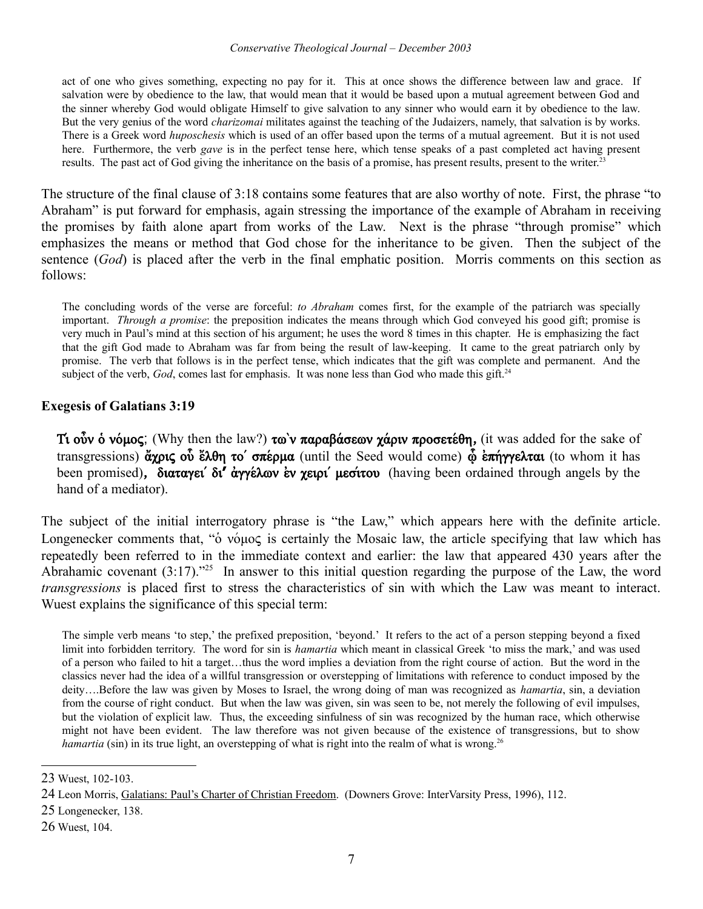> act of one who gives something, expecting no pay for it. This at once shows the difference between law and grace. If salvation were by obedience to the law, that would mean that it would be based upon a mutual agreement between God and the sinner whereby God would obligate Himself to give salvation to any sinner who would earn it by obedience to the law. But the very genius of the word *charizomai* militates against the teaching of the Judaizers, namely, that salvation is by works. There is a Greek word *huposchesis* which is used of an offer based upon the terms of a mutual agreement. But it is not used here. Furthermore, the verb *gave* is in the perfect tense here, which tense speaks of a past completed act having present results. The past act of God giving the inheritance on the basis of a promise, has present results, present to the writer.[23]

The structure of the final clause of 3:18 contains some features that are also worthy of note. First, the phrase "to Abraham" is put forward for emphasis, again stressing the importance of the example of Abraham in receiving the promises by faith alone apart from works of the Law. Next is the phrase "through promise" which emphasizes the means or method that God chose for the inheritance to be given. Then the subject of the sentence (*God*) is placed after the verb in the final emphatic position. Morris comments on this section as follows:

> The concluding words of the verse are forceful: *to Abraham* comes first, for the example of the patriarch was specially important. *Through a promise*: the preposition indicates the means through which God conveyed his good gift; promise is very much in Paul's mind at this section of his argument; he uses the word 8 times in this chapter. He is emphasizing the fact that the gift God made to Abraham was far from being the result of law-keeping. It came to the great patriarch only by promise. The verb that follows is in the perfect tense, which indicates that the gift was complete and permanent. And the subject of the verb, *God*, comes last for emphasis. It was none less than God who made this gift.[24]

### Exegesis of Galatians 3:19

> **Τί οὖν ὁ νόμος**; (Why then the law?) **τω῀ν παραβάσεων χάριν προσετέθη,** (it was added for the sake of transgressions) **ἄχρις οὗ ἔλθη το῾ σπέρμα** (until the Seed would come) **ᾧ ἐπήγγελται** (to whom it has been promised)**, διαταγει῾ δι' ἀγγέλων ἐν χειρι῾ μεσίτου** (having been ordained through angels by the hand of a mediator).

The subject of the initial interrogatory phrase is "the Law," which appears here with the definite article. Longenecker comments that, "ὁ νόμος is certainly the Mosaic law, the article specifying that law which has repeatedly been referred to in the immediate context and earlier: the law that appeared 430 years after the Abrahamic covenant (3:17)."[25] In answer to this initial question regarding the purpose of the Law, the word *transgressions* is placed first to stress the characteristics of sin with which the Law was meant to interact. Wuest explains the significance of this special term:

> The simple verb means 'to step,' the prefixed preposition, 'beyond.' It refers to the act of a person stepping beyond a fixed limit into forbidden territory. The word for sin is *hamartia* which meant in classical Greek 'to miss the mark,' and was used of a person who failed to hit a target…thus the word implies a deviation from the right course of action. But the word in the classics never had the idea of a willful transgression or overstepping of limitations with reference to conduct imposed by the deity….Before the law was given by Moses to Israel, the wrong doing of man was recognized as *hamartia*, sin, a deviation from the course of right conduct. But when the law was given, sin was seen to be, not merely the following of evil impulses, but the violation of explicit law. Thus, the exceeding sinfulness of sin was recognized by the human race, which otherwise might not have been evident. The law therefore was not given because of the existence of transgressions, but to show *hamartia* (sin) in its true light, an overstepping of what is right into the realm of what is wrong.[26]

---

23 Wuest, 102-103.

24 Leon Morris, Galatians: Paul's Charter of Christian Freedom. (Downers Grove: InterVarsity Press, 1996), 112.

25 Longenecker, 138.

26 Wuest, 104.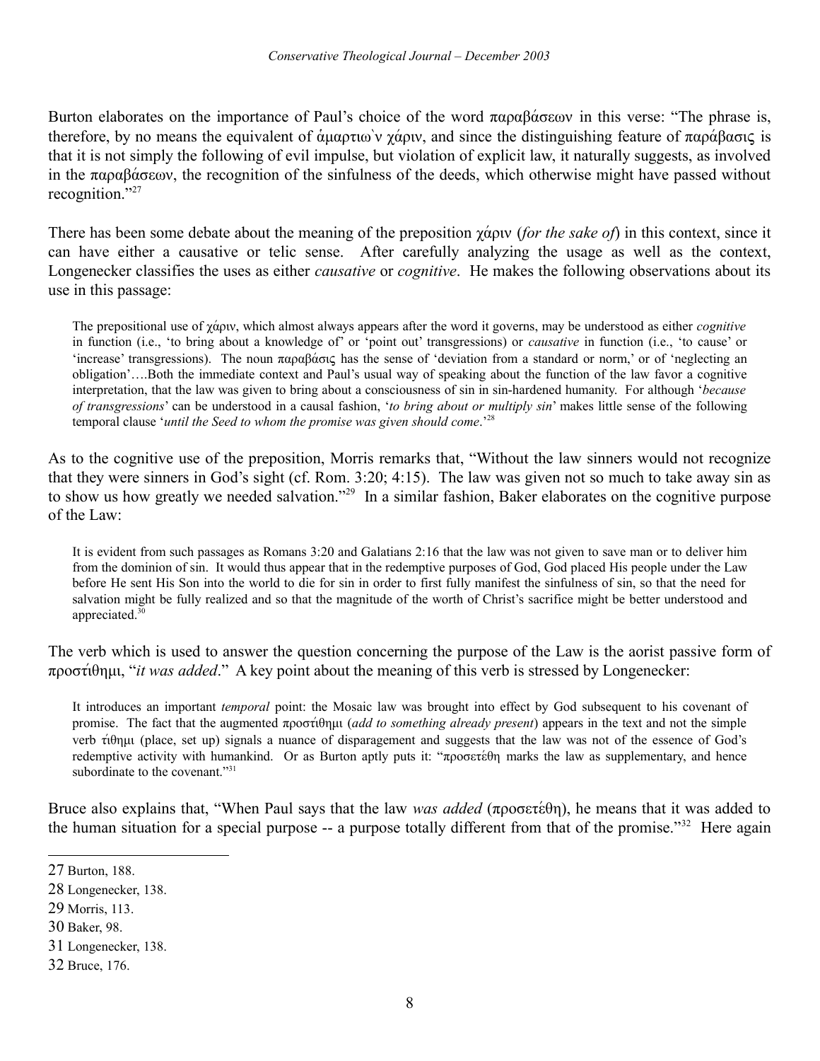Burton elaborates on the importance of Paul's choice of the word παραβάσεων in this verse: "The phrase is, therefore, by no means the equivalent of ἁμαρτιω`ν χάριν, and since the distinguishing feature of παράβασις is that it is not simply the following of evil impulse, but violation of explicit law, it naturally suggests, as involved in the παραβάσεων, the recognition of the sinfulness of the deeds, which otherwise might have passed without recognition."[27]

There has been some debate about the meaning of the preposition χάριν (*for the sake of*) in this context, since it can have either a causative or telic sense. After carefully analyzing the usage as well as the context, Longenecker classifies the uses as either *causative* or *cognitive*. He makes the following observations about its use in this passage:

> The prepositional use of χάριν, which almost always appears after the word it governs, may be understood as either *cognitive* in function (i.e., 'to bring about a knowledge of' or 'point out' transgressions) or *causative* in function (i.e., 'to cause' or 'increase' transgressions). The noun παραβάσις has the sense of 'deviation from a standard or norm,' or of 'neglecting an obligation'….Both the immediate context and Paul's usual way of speaking about the function of the law favor a cognitive interpretation, that the law was given to bring about a consciousness of sin in sin-hardened humanity. For although '*because of transgressions*' can be understood in a causal fashion, '*to bring about or multiply sin*' makes little sense of the following temporal clause '*until the Seed to whom the promise was given should come*.'[28]

As to the cognitive use of the preposition, Morris remarks that, "Without the law sinners would not recognize that they were sinners in God's sight (cf. Rom. 3:20; 4:15). The law was given not so much to take away sin as to show us how greatly we needed salvation."[29] In a similar fashion, Baker elaborates on the cognitive purpose of the Law:

> It is evident from such passages as Romans 3:20 and Galatians 2:16 that the law was not given to save man or to deliver him from the dominion of sin. It would thus appear that in the redemptive purposes of God, God placed His people under the Law before He sent His Son into the world to die for sin in order to first fully manifest the sinfulness of sin, so that the need for salvation might be fully realized and so that the magnitude of the worth of Christ's sacrifice might be better understood and appreciated.[30]

The verb which is used to answer the question concerning the purpose of the Law is the aorist passive form of προστίθημι, "*it was added*." A key point about the meaning of this verb is stressed by Longenecker:

> It introduces an important *temporal* point: the Mosaic law was brought into effect by God subsequent to his covenant of promise. The fact that the augmented προστίθημι (*add to something already present*) appears in the text and not the simple verb τίθημι (place, set up) signals a nuance of disparagement and suggests that the law was not of the essence of God's redemptive activity with humankind. Or as Burton aptly puts it: "προσετέθη marks the law as supplementary, and hence subordinate to the covenant."[31]

Bruce also explains that, "When Paul says that the law *was added* (προσετέθη), he means that it was added to the human situation for a special purpose -- a purpose totally different from that of the promise."[32] Here again

---

27 Burton, 188.

28 Longenecker, 138.

29 Morris, 113.

30 Baker, 98.

31 Longenecker, 138.

32 Bruce, 176.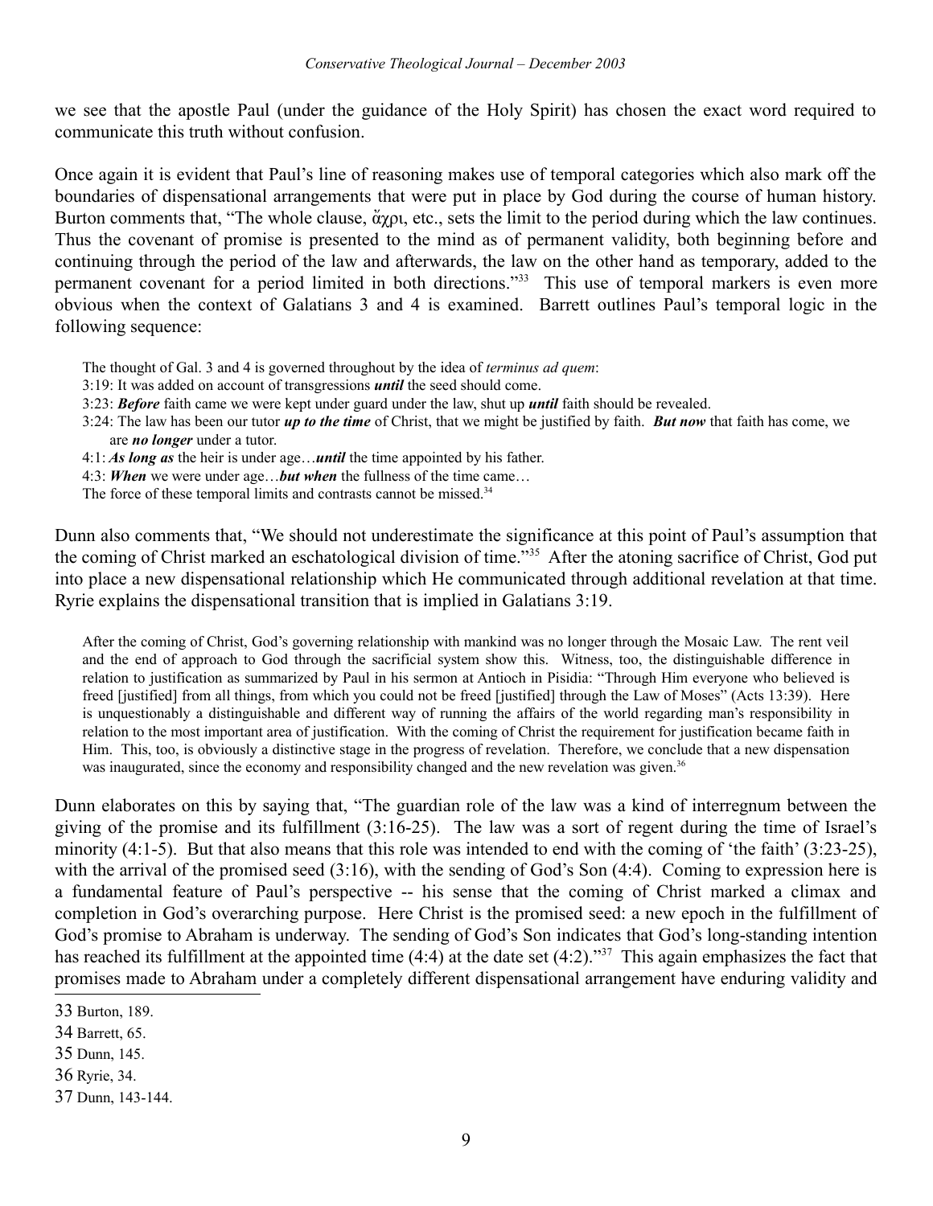we see that the apostle Paul (under the guidance of the Holy Spirit) has chosen the exact word required to communicate this truth without confusion.

Once again it is evident that Paul's line of reasoning makes use of temporal categories which also mark off the boundaries of dispensational arrangements that were put in place by God during the course of human history. Burton comments that, "The whole clause, ἄχρι, etc., sets the limit to the period during which the law continues. Thus the covenant of promise is presented to the mind as of permanent validity, both beginning before and continuing through the period of the law and afterwards, the law on the other hand as temporary, added to the permanent covenant for a period limited in both directions."[33] This use of temporal markers is even more obvious when the context of Galatians 3 and 4 is examined. Barrett outlines Paul's temporal logic in the following sequence:

> The thought of Gal. 3 and 4 is governed throughout by the idea of *terminus ad quem*:
> 3:19: It was added on account of transgressions ***until*** the seed should come.
> 3:23: ***Before*** faith came we were kept under guard under the law, shut up ***until*** faith should be revealed.
> 3:24: The law has been our tutor ***up to the time*** of Christ, that we might be justified by faith. ***But now*** that faith has come, we are ***no longer*** under a tutor.
> 4:1: ***As long as*** the heir is under age…***until*** the time appointed by his father.
> 4:3: ***When*** we were under age…***but when*** the fullness of the time came…
> The force of these temporal limits and contrasts cannot be missed.[34]

Dunn also comments that, "We should not underestimate the significance at this point of Paul's assumption that the coming of Christ marked an eschatological division of time."[35] After the atoning sacrifice of Christ, God put into place a new dispensational relationship which He communicated through additional revelation at that time. Ryrie explains the dispensational transition that is implied in Galatians 3:19.

> After the coming of Christ, God's governing relationship with mankind was no longer through the Mosaic Law. The rent veil and the end of approach to God through the sacrificial system show this. Witness, too, the distinguishable difference in relation to justification as summarized by Paul in his sermon at Antioch in Pisidia: "Through Him everyone who believed is freed [justified] from all things, from which you could not be freed [justified] through the Law of Moses" (Acts 13:39). Here is unquestionably a distinguishable and different way of running the affairs of the world regarding man's responsibility in relation to the most important area of justification. With the coming of Christ the requirement for justification became faith in Him. This, too, is obviously a distinctive stage in the progress of revelation. Therefore, we conclude that a new dispensation was inaugurated, since the economy and responsibility changed and the new revelation was given.[36]

Dunn elaborates on this by saying that, "The guardian role of the law was a kind of interregnum between the giving of the promise and its fulfillment (3:16-25). The law was a sort of regent during the time of Israel's minority (4:1-5). But that also means that this role was intended to end with the coming of 'the faith' (3:23-25), with the arrival of the promised seed (3:16), with the sending of God's Son (4:4). Coming to expression here is a fundamental feature of Paul's perspective -- his sense that the coming of Christ marked a climax and completion in God's overarching purpose. Here Christ is the promised seed: a new epoch in the fulfillment of God's promise to Abraham is underway. The sending of God's Son indicates that God's long-standing intention has reached its fulfillment at the appointed time (4:4) at the date set (4:2)."[37] This again emphasizes the fact that promises made to Abraham under a completely different dispensational arrangement have enduring validity and

---

33 Burton, 189.

34 Barrett, 65.

35 Dunn, 145.

36 Ryrie, 34.

37 Dunn, 143-144.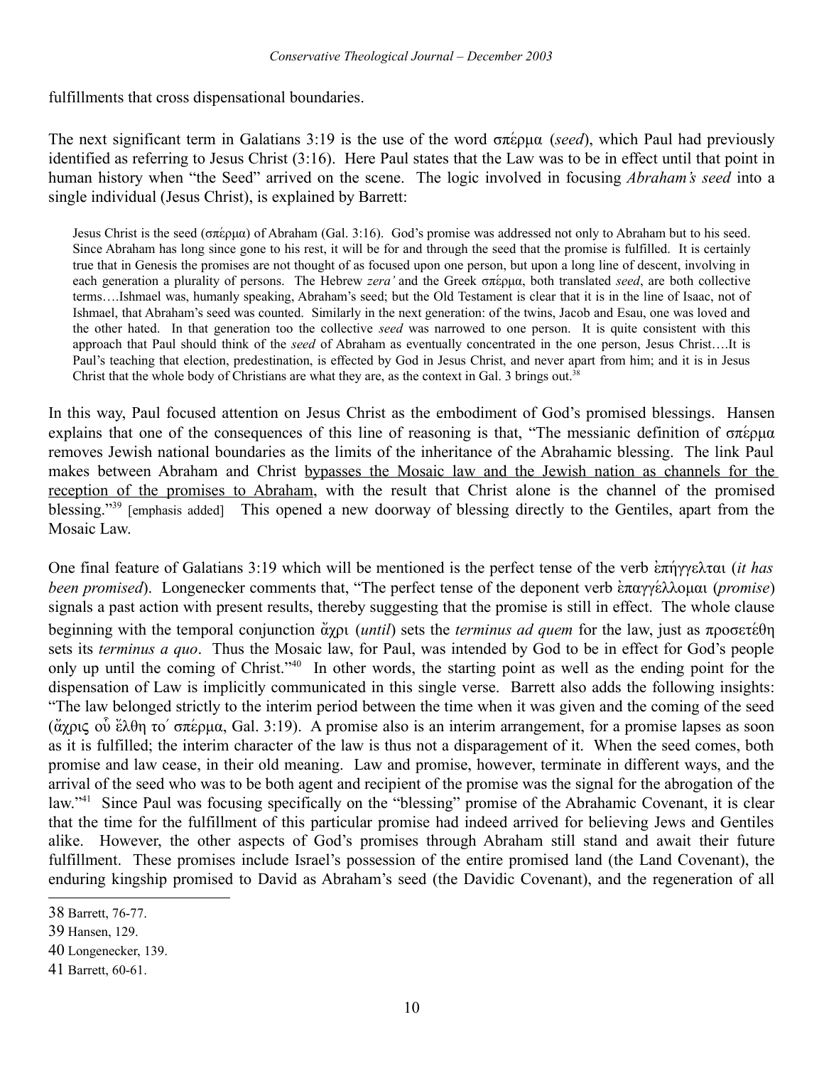fulfillments that cross dispensational boundaries.

The next significant term in Galatians 3:19 is the use of the word σπέρμα (*seed*), which Paul had previously identified as referring to Jesus Christ (3:16). Here Paul states that the Law was to be in effect until that point in human history when "the Seed" arrived on the scene. The logic involved in focusing *Abraham's seed* into a single individual (Jesus Christ), is explained by Barrett:

> Jesus Christ is the seed (σπέρμα) of Abraham (Gal. 3:16). God's promise was addressed not only to Abraham but to his seed. Since Abraham has long since gone to his rest, it will be for and through the seed that the promise is fulfilled. It is certainly true that in Genesis the promises are not thought of as focused upon one person, but upon a long line of descent, involving in each generation a plurality of persons. The Hebrew *zera'* and the Greek σπέρμα, both translated *seed*, are both collective terms….Ishmael was, humanly speaking, Abraham's seed; but the Old Testament is clear that it is in the line of Isaac, not of Ishmael, that Abraham's seed was counted. Similarly in the next generation: of the twins, Jacob and Esau, one was loved and the other hated. In that generation too the collective *seed* was narrowed to one person. It is quite consistent with this approach that Paul should think of the *seed* of Abraham as eventually concentrated in the one person, Jesus Christ….It is Paul's teaching that election, predestination, is effected by God in Jesus Christ, and never apart from him; and it is in Jesus Christ that the whole body of Christians are what they are, as the context in Gal. 3 brings out.[38]

In this way, Paul focused attention on Jesus Christ as the embodiment of God's promised blessings. Hansen explains that one of the consequences of this line of reasoning is that, "The messianic definition of σπέρμα removes Jewish national boundaries as the limits of the inheritance of the Abrahamic blessing. The link Paul makes between Abraham and Christ <u>bypasses the Mosaic law and the Jewish nation as channels for the reception of the promises to Abraham,</u> with the result that Christ alone is the channel of the promised blessing."[39] [emphasis added] This opened a new doorway of blessing directly to the Gentiles, apart from the Mosaic Law.

One final feature of Galatians 3:19 which will be mentioned is the perfect tense of the verb ἐπήγγελται (*it has been promised*). Longenecker comments that, "The perfect tense of the deponent verb ἐπαγγέλλομαι (*promise*) signals a past action with present results, thereby suggesting that the promise is still in effect. The whole clause beginning with the temporal conjunction ἄχρι (*until*) sets the *terminus ad quem* for the law, just as προσετέθη sets its *terminus a quo*. Thus the Mosaic law, for Paul, was intended by God to be in effect for God's people only up until the coming of Christ."[40] In other words, the starting point as well as the ending point for the dispensation of Law is implicitly communicated in this single verse. Barrett also adds the following insights: "The law belonged strictly to the interim period between the time when it was given and the coming of the seed (ἄχρις οὗ ἔλθη τό σπέρμα, Gal. 3:19). A promise also is an interim arrangement, for a promise lapses as soon as it is fulfilled; the interim character of the law is thus not a disparagement of it. When the seed comes, both promise and law cease, in their old meaning. Law and promise, however, terminate in different ways, and the arrival of the seed who was to be both agent and recipient of the promise was the signal for the abrogation of the law."[41] Since Paul was focusing specifically on the "blessing" promise of the Abrahamic Covenant, it is clear that the time for the fulfillment of this particular promise had indeed arrived for believing Jews and Gentiles alike. However, the other aspects of God's promises through Abraham still stand and await their future fulfillment. These promises include Israel's possession of the entire promised land (the Land Covenant), the enduring kingship promised to David as Abraham's seed (the Davidic Covenant), and the regeneration of all

---

38 Barrett, 76-77.

39 Hansen, 129.

40 Longenecker, 139.

41 Barrett, 60-61.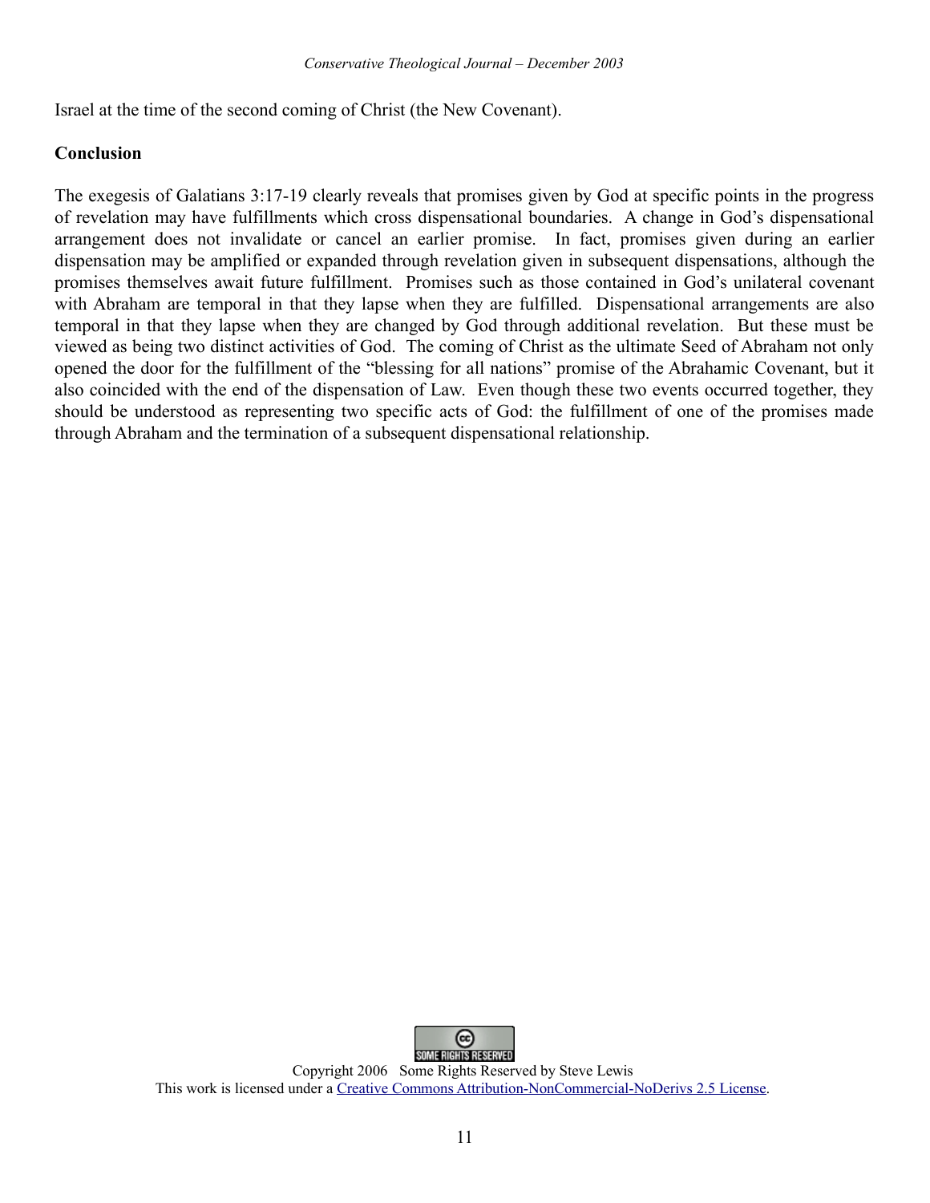Israel at the time of the second coming of Christ (the New Covenant).

**Conclusion**

The exegesis of Galatians 3:17-19 clearly reveals that promises given by God at specific points in the progress of revelation may have fulfillments which cross dispensational boundaries. A change in God's dispensational arrangement does not invalidate or cancel an earlier promise. In fact, promises given during an earlier dispensation may be amplified or expanded through revelation given in subsequent dispensations, although the promises themselves await future fulfillment. Promises such as those contained in God's unilateral covenant with Abraham are temporal in that they lapse when they are fulfilled. Dispensational arrangements are also temporal in that they lapse when they are changed by God through additional revelation. But these must be viewed as being two distinct activities of God. The coming of Christ as the ultimate Seed of Abraham not only opened the door for the fulfillment of the "blessing for all nations" promise of the Abrahamic Covenant, but it also coincided with the end of the dispensation of Law. Even though these two events occurred together, they should be understood as representing two specific acts of God: the fulfillment of one of the promises made through Abraham and the termination of a subsequent dispensational relationship.

Copyright 2006 Some Rights Reserved by Steve Lewis
This work is licensed under a Creative Commons Attribution-NonCommercial-NoDerivs 2.5 License.